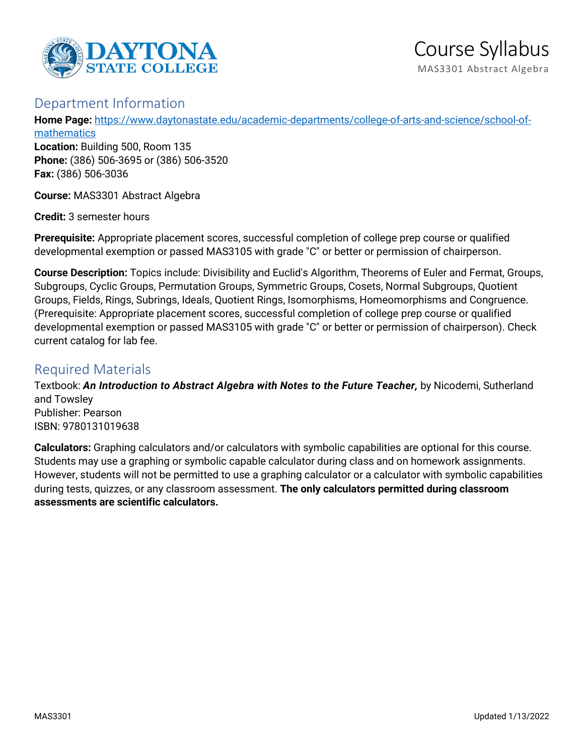# Course Syllabus

MAS3301 Abstract Algebra

## Department Information

**Home Page:** [https://www.daytonastate.edu/academic-departments/college-of-arts-and-science/school-of-mathematics](https://www.daytonastate.edu/academic-departments/college-of-arts-and-science/school-of-mathematics)
**Location:** Building 500, Room 135
**Phone:** (386) 506-3695 or (386) 506-3520
**Fax:** (386) 506-3036

**Course:** MAS3301 Abstract Algebra

**Credit:** 3 semester hours

**Prerequisite:** Appropriate placement scores, successful completion of college prep course or qualified developmental exemption or passed MAS3105 with grade "C" or better or permission of chairperson.

**Course Description:** Topics include: Divisibility and Euclid's Algorithm, Theorems of Euler and Fermat, Groups, Subgroups, Cyclic Groups, Permutation Groups, Symmetric Groups, Cosets, Normal Subgroups, Quotient Groups, Fields, Rings, Subrings, Ideals, Quotient Rings, Isomorphisms, Homeomorphisms and Congruence. (Prerequisite: Appropriate placement scores, successful completion of college prep course or qualified developmental exemption or passed MAS3105 with grade "C" or better or permission of chairperson). Check current catalog for lab fee.

## Required Materials

Textbook: ***An Introduction to Abstract Algebra with Notes to the Future Teacher,*** by Nicodemi, Sutherland and Towsley
Publisher: Pearson
ISBN: 9780131019638

**Calculators:** Graphing calculators and/or calculators with symbolic capabilities are optional for this course. Students may use a graphing or symbolic capable calculator during class and on homework assignments. However, students will not be permitted to use a graphing calculator or a calculator with symbolic capabilities during tests, quizzes, or any classroom assessment. **The only calculators permitted during classroom assessments are scientific calculators.**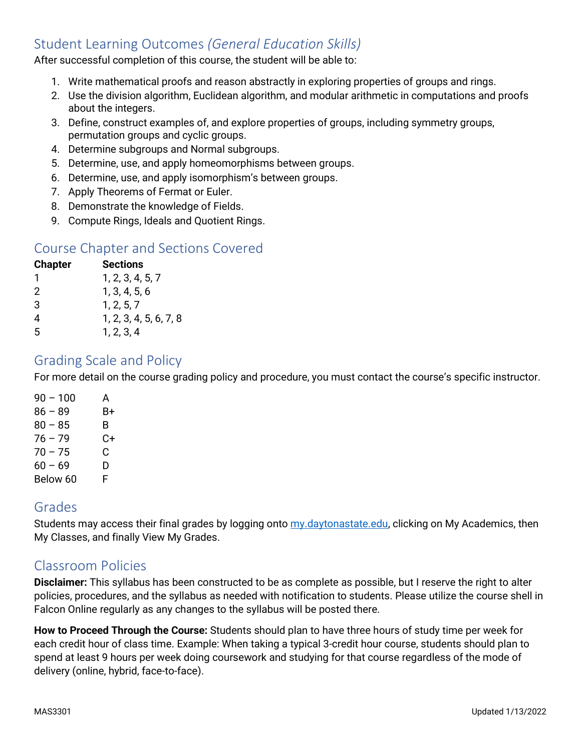## Student Learning Outcomes *(General Education Skills)*

After successful completion of this course, the student will be able to:

1. Write mathematical proofs and reason abstractly in exploring properties of groups and rings.
2. Use the division algorithm, Euclidean algorithm, and modular arithmetic in computations and proofs about the integers.
3. Define, construct examples of, and explore properties of groups, including symmetry groups, permutation groups and cyclic groups.
4. Determine subgroups and Normal subgroups.
5. Determine, use, and apply homeomorphisms between groups.
6. Determine, use, and apply isomorphism's between groups.
7. Apply Theorems of Fermat or Euler.
8. Demonstrate the knowledge of Fields.
9. Compute Rings, Ideals and Quotient Rings.

## Course Chapter and Sections Covered

| Chapter | Sections |
|---|---|
| 1 | 1, 2, 3, 4, 5, 7 |
| 2 | 1, 3, 4, 5, 6 |
| 3 | 1, 2, 5, 7 |
| 4 | 1, 2, 3, 4, 5, 6, 7, 8 |
| 5 | 1, 2, 3, 4 |

## Grading Scale and Policy

For more detail on the course grading policy and procedure, you must contact the course's specific instructor.

| | |
|---|---|
| 90 – 100 | A |
| 86 – 89 | B+ |
| 80 – 85 | B |
| 76 – 79 | C+ |
| 70 – 75 | C |
| 60 – 69 | D |
| Below 60 | F |

## Grades

Students may access their final grades by logging onto my.daytonastate.edu, clicking on My Academics, then My Classes, and finally View My Grades.

## Classroom Policies

**Disclaimer:** This syllabus has been constructed to be as complete as possible, but I reserve the right to alter policies, procedures, and the syllabus as needed with notification to students. Please utilize the course shell in Falcon Online regularly as any changes to the syllabus will be posted there.

**How to Proceed Through the Course:** Students should plan to have three hours of study time per week for each credit hour of class time. Example: When taking a typical 3-credit hour course, students should plan to spend at least 9 hours per week doing coursework and studying for that course regardless of the mode of delivery (online, hybrid, face-to-face).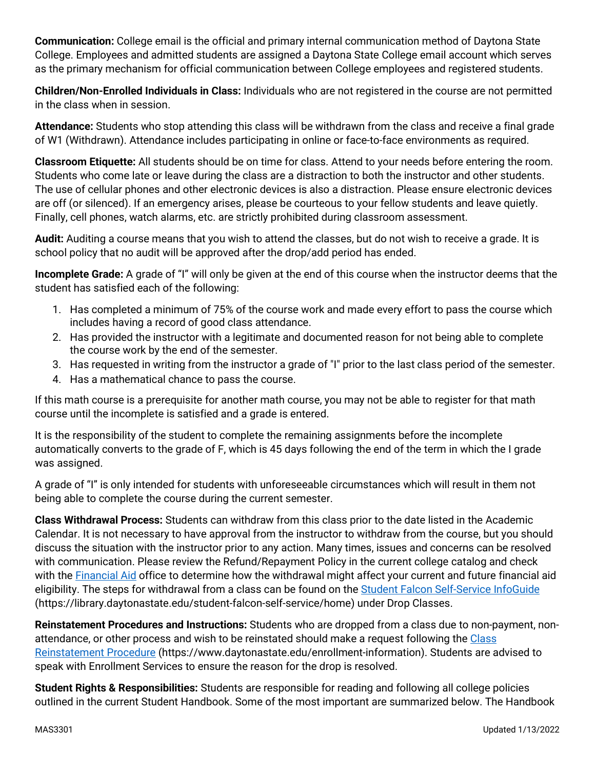**Communication:** College email is the official and primary internal communication method of Daytona State College. Employees and admitted students are assigned a Daytona State College email account which serves as the primary mechanism for official communication between College employees and registered students.

**Children/Non-Enrolled Individuals in Class:** Individuals who are not registered in the course are not permitted in the class when in session.

**Attendance:** Students who stop attending this class will be withdrawn from the class and receive a final grade of W1 (Withdrawn). Attendance includes participating in online or face-to-face environments as required.

**Classroom Etiquette:** All students should be on time for class. Attend to your needs before entering the room. Students who come late or leave during the class are a distraction to both the instructor and other students. The use of cellular phones and other electronic devices is also a distraction. Please ensure electronic devices are off (or silenced). If an emergency arises, please be courteous to your fellow students and leave quietly. Finally, cell phones, watch alarms, etc. are strictly prohibited during classroom assessment.

**Audit:** Auditing a course means that you wish to attend the classes, but do not wish to receive a grade. It is school policy that no audit will be approved after the drop/add period has ended.

**Incomplete Grade:** A grade of "I" will only be given at the end of this course when the instructor deems that the student has satisfied each of the following:

1. Has completed a minimum of 75% of the course work and made every effort to pass the course which includes having a record of good class attendance.
2. Has provided the instructor with a legitimate and documented reason for not being able to complete the course work by the end of the semester.
3. Has requested in writing from the instructor a grade of "I" prior to the last class period of the semester.
4. Has a mathematical chance to pass the course.

If this math course is a prerequisite for another math course, you may not be able to register for that math course until the incomplete is satisfied and a grade is entered.

It is the responsibility of the student to complete the remaining assignments before the incomplete automatically converts to the grade of F, which is 45 days following the end of the term in which the I grade was assigned.

A grade of "I" is only intended for students with unforeseeable circumstances which will result in them not being able to complete the course during the current semester.

**Class Withdrawal Process:** Students can withdraw from this class prior to the date listed in the Academic Calendar. It is not necessary to have approval from the instructor to withdraw from the course, but you should discuss the situation with the instructor prior to any action. Many times, issues and concerns can be resolved with communication. Please review the Refund/Repayment Policy in the current college catalog and check with the Financial Aid office to determine how the withdrawal might affect your current and future financial aid eligibility. The steps for withdrawal from a class can be found on the Student Falcon Self-Service InfoGuide (https://library.daytonastate.edu/student-falcon-self-service/home) under Drop Classes.

**Reinstatement Procedures and Instructions:** Students who are dropped from a class due to non-payment, non-attendance, or other process and wish to be reinstated should make a request following the Class Reinstatement Procedure (https://www.daytonastate.edu/enrollment-information). Students are advised to speak with Enrollment Services to ensure the reason for the drop is resolved.

**Student Rights & Responsibilities:** Students are responsible for reading and following all college policies outlined in the current Student Handbook. Some of the most important are summarized below. The Handbook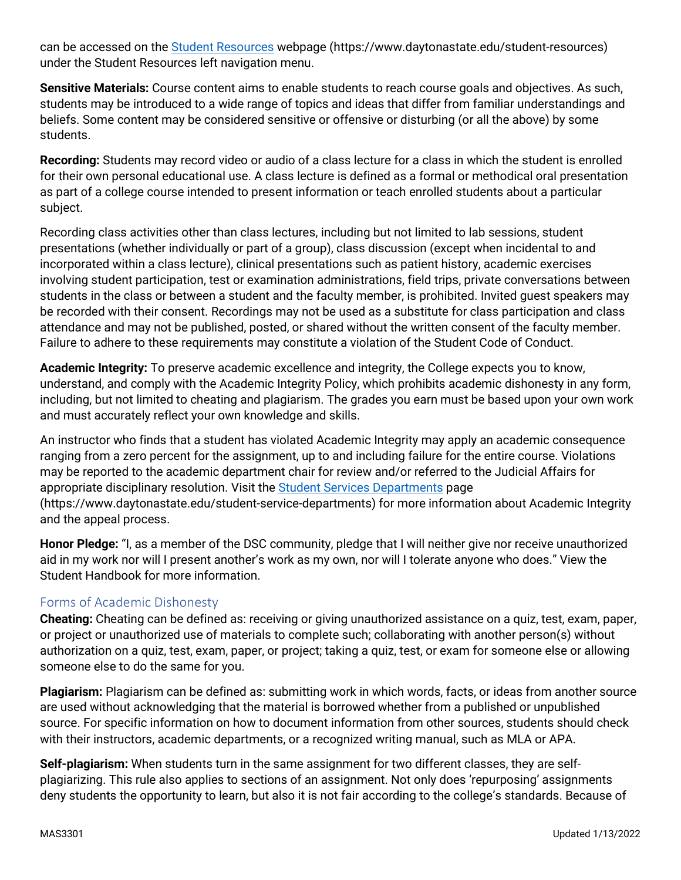can be accessed on the [Student Resources](https://www.daytonastate.edu/student-resources) webpage (https://www.daytonastate.edu/student-resources) under the Student Resources left navigation menu.

**Sensitive Materials:** Course content aims to enable students to reach course goals and objectives. As such, students may be introduced to a wide range of topics and ideas that differ from familiar understandings and beliefs. Some content may be considered sensitive or offensive or disturbing (or all the above) by some students.

**Recording:** Students may record video or audio of a class lecture for a class in which the student is enrolled for their own personal educational use. A class lecture is defined as a formal or methodical oral presentation as part of a college course intended to present information or teach enrolled students about a particular subject.

Recording class activities other than class lectures, including but not limited to lab sessions, student presentations (whether individually or part of a group), class discussion (except when incidental to and incorporated within a class lecture), clinical presentations such as patient history, academic exercises involving student participation, test or examination administrations, field trips, private conversations between students in the class or between a student and the faculty member, is prohibited. Invited guest speakers may be recorded with their consent. Recordings may not be used as a substitute for class participation and class attendance and may not be published, posted, or shared without the written consent of the faculty member. Failure to adhere to these requirements may constitute a violation of the Student Code of Conduct.

**Academic Integrity:** To preserve academic excellence and integrity, the College expects you to know, understand, and comply with the Academic Integrity Policy, which prohibits academic dishonesty in any form, including, but not limited to cheating and plagiarism. The grades you earn must be based upon your own work and must accurately reflect your own knowledge and skills.

An instructor who finds that a student has violated Academic Integrity may apply an academic consequence ranging from a zero percent for the assignment, up to and including failure for the entire course. Violations may be reported to the academic department chair for review and/or referred to the Judicial Affairs for appropriate disciplinary resolution. Visit the [Student Services Departments](https://www.daytonastate.edu/student-service-departments) page (https://www.daytonastate.edu/student-service-departments) for more information about Academic Integrity and the appeal process.

**Honor Pledge:** "I, as a member of the DSC community, pledge that I will neither give nor receive unauthorized aid in my work nor will I present another's work as my own, nor will I tolerate anyone who does." View the Student Handbook for more information.

## Forms of Academic Dishonesty

**Cheating:** Cheating can be defined as: receiving or giving unauthorized assistance on a quiz, test, exam, paper, or project or unauthorized use of materials to complete such; collaborating with another person(s) without authorization on a quiz, test, exam, paper, or project; taking a quiz, test, or exam for someone else or allowing someone else to do the same for you.

**Plagiarism:** Plagiarism can be defined as: submitting work in which words, facts, or ideas from another source are used without acknowledging that the material is borrowed whether from a published or unpublished source. For specific information on how to document information from other sources, students should check with their instructors, academic departments, or a recognized writing manual, such as MLA or APA.

**Self-plagiarism:** When students turn in the same assignment for two different classes, they are self-plagiarizing. This rule also applies to sections of an assignment. Not only does 'repurposing' assignments deny students the opportunity to learn, but also it is not fair according to the college's standards. Because of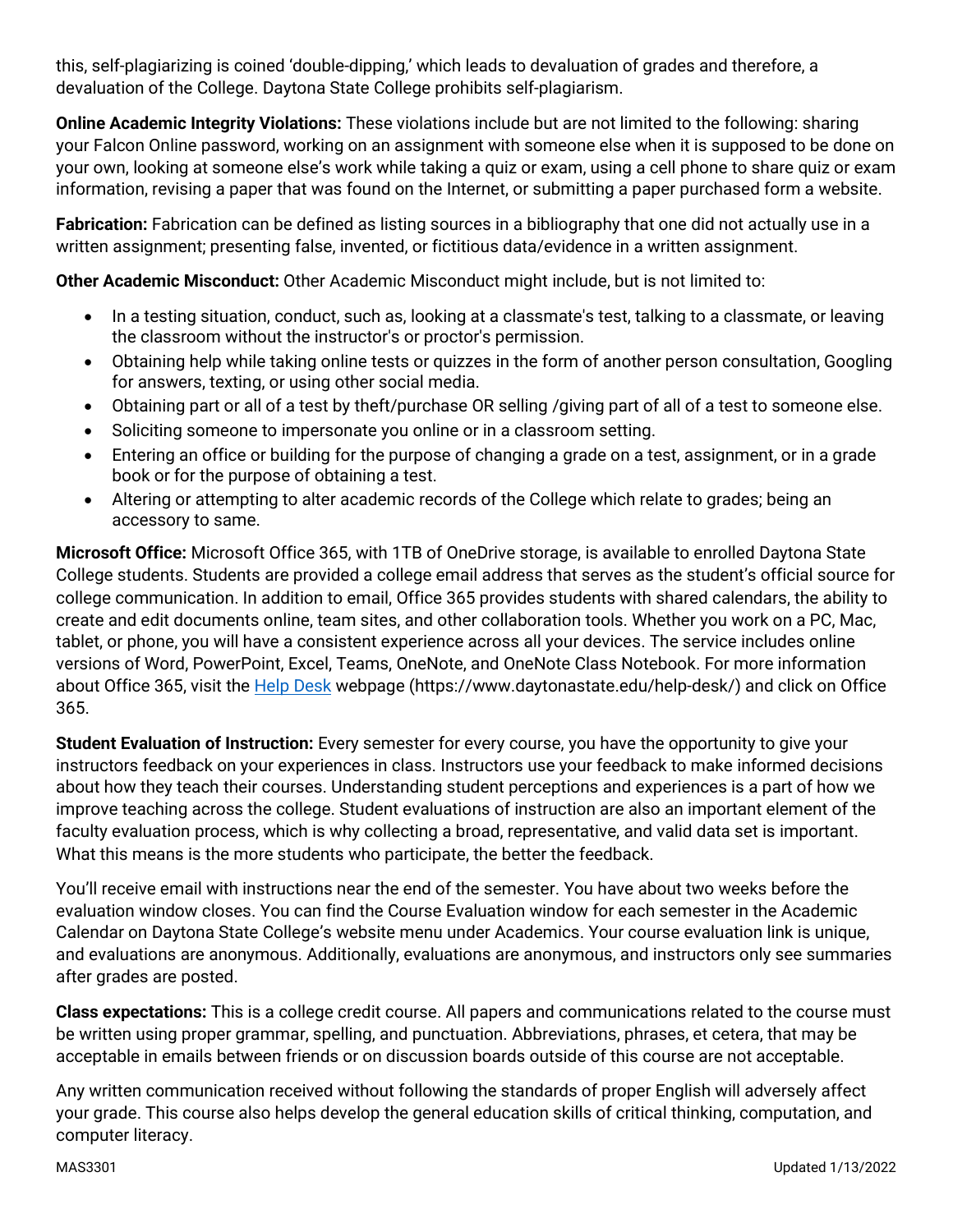this, self-plagiarizing is coined 'double-dipping,' which leads to devaluation of grades and therefore, a devaluation of the College. Daytona State College prohibits self-plagiarism.

**Online Academic Integrity Violations:** These violations include but are not limited to the following: sharing your Falcon Online password, working on an assignment with someone else when it is supposed to be done on your own, looking at someone else's work while taking a quiz or exam, using a cell phone to share quiz or exam information, revising a paper that was found on the Internet, or submitting a paper purchased form a website.

**Fabrication:** Fabrication can be defined as listing sources in a bibliography that one did not actually use in a written assignment; presenting false, invented, or fictitious data/evidence in a written assignment.

**Other Academic Misconduct:** Other Academic Misconduct might include, but is not limited to:

- In a testing situation, conduct, such as, looking at a classmate's test, talking to a classmate, or leaving the classroom without the instructor's or proctor's permission.
- Obtaining help while taking online tests or quizzes in the form of another person consultation, Googling for answers, texting, or using other social media.
- Obtaining part or all of a test by theft/purchase OR selling /giving part of all of a test to someone else.
- Soliciting someone to impersonate you online or in a classroom setting.
- Entering an office or building for the purpose of changing a grade on a test, assignment, or in a grade book or for the purpose of obtaining a test.
- Altering or attempting to alter academic records of the College which relate to grades; being an accessory to same.

**Microsoft Office:** Microsoft Office 365, with 1TB of OneDrive storage, is available to enrolled Daytona State College students. Students are provided a college email address that serves as the student's official source for college communication. In addition to email, Office 365 provides students with shared calendars, the ability to create and edit documents online, team sites, and other collaboration tools. Whether you work on a PC, Mac, tablet, or phone, you will have a consistent experience across all your devices. The service includes online versions of Word, PowerPoint, Excel, Teams, OneNote, and OneNote Class Notebook. For more information about Office 365, visit the [Help Desk](https://www.daytonastate.edu/help-desk/) webpage (https://www.daytonastate.edu/help-desk/) and click on Office 365.

**Student Evaluation of Instruction:** Every semester for every course, you have the opportunity to give your instructors feedback on your experiences in class. Instructors use your feedback to make informed decisions about how they teach their courses. Understanding student perceptions and experiences is a part of how we improve teaching across the college. Student evaluations of instruction are also an important element of the faculty evaluation process, which is why collecting a broad, representative, and valid data set is important. What this means is the more students who participate, the better the feedback.

You'll receive email with instructions near the end of the semester. You have about two weeks before the evaluation window closes. You can find the Course Evaluation window for each semester in the Academic Calendar on Daytona State College's website menu under Academics. Your course evaluation link is unique, and evaluations are anonymous. Additionally, evaluations are anonymous, and instructors only see summaries after grades are posted.

**Class expectations:** This is a college credit course. All papers and communications related to the course must be written using proper grammar, spelling, and punctuation. Abbreviations, phrases, et cetera, that may be acceptable in emails between friends or on discussion boards outside of this course are not acceptable.

Any written communication received without following the standards of proper English will adversely affect your grade. This course also helps develop the general education skills of critical thinking, computation, and computer literacy.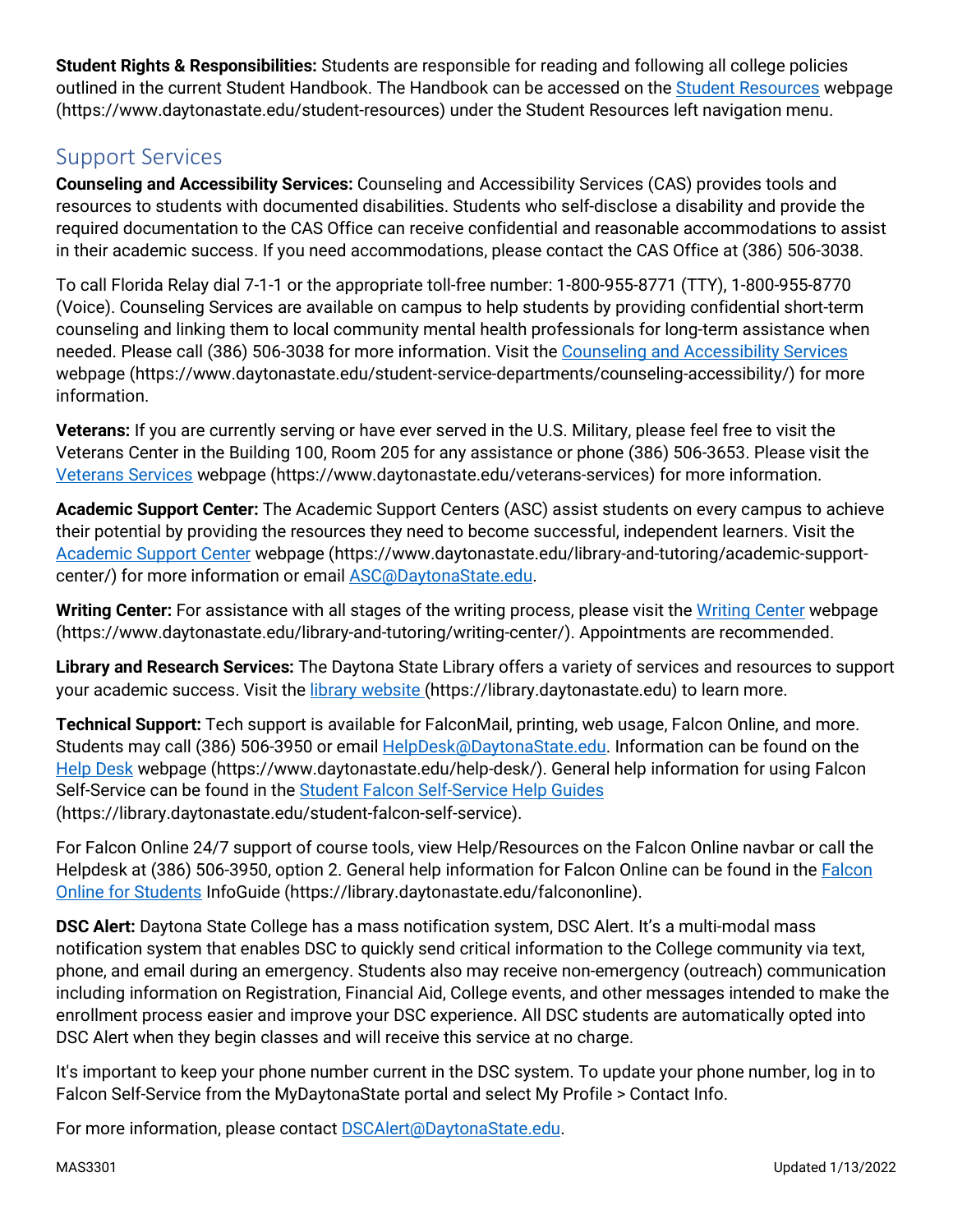**Student Rights & Responsibilities:** Students are responsible for reading and following all college policies outlined in the current Student Handbook. The Handbook can be accessed on the [Student Resources](https://www.daytonastate.edu/student-resources) webpage (https://www.daytonastate.edu/student-resources) under the Student Resources left navigation menu.

## Support Services

**Counseling and Accessibility Services:** Counseling and Accessibility Services (CAS) provides tools and resources to students with documented disabilities. Students who self-disclose a disability and provide the required documentation to the CAS Office can receive confidential and reasonable accommodations to assist in their academic success. If you need accommodations, please contact the CAS Office at (386) 506-3038.

To call Florida Relay dial 7-1-1 or the appropriate toll-free number: 1-800-955-8771 (TTY), 1-800-955-8770 (Voice). Counseling Services are available on campus to help students by providing confidential short-term counseling and linking them to local community mental health professionals for long-term assistance when needed. Please call (386) 506-3038 for more information. Visit the [Counseling and Accessibility Services](https://www.daytonastate.edu/student-service-departments/counseling-accessibility/) webpage (https://www.daytonastate.edu/student-service-departments/counseling-accessibility/) for more information.

**Veterans:** If you are currently serving or have ever served in the U.S. Military, please feel free to visit the Veterans Center in the Building 100, Room 205 for any assistance or phone (386) 506-3653. Please visit the [Veterans Services](https://www.daytonastate.edu/veterans-services) webpage (https://www.daytonastate.edu/veterans-services) for more information.

**Academic Support Center:** The Academic Support Centers (ASC) assist students on every campus to achieve their potential by providing the resources they need to become successful, independent learners. Visit the [Academic Support Center](https://www.daytonastate.edu/library-and-tutoring/academic-support-center/) webpage (https://www.daytonastate.edu/library-and-tutoring/academic-support-center/) for more information or email [ASC@DaytonaState.edu](mailto:ASC@DaytonaState.edu).

**Writing Center:** For assistance with all stages of the writing process, please visit the [Writing Center](https://www.daytonastate.edu/library-and-tutoring/writing-center/) webpage (https://www.daytonastate.edu/library-and-tutoring/writing-center/). Appointments are recommended.

**Library and Research Services:** The Daytona State Library offers a variety of services and resources to support your academic success. Visit the [library website](https://library.daytonastate.edu) (https://library.daytonastate.edu) to learn more.

**Technical Support:** Tech support is available for FalconMail, printing, web usage, Falcon Online, and more. Students may call (386) 506-3950 or email [HelpDesk@DaytonaState.edu](mailto:HelpDesk@DaytonaState.edu). Information can be found on the [Help Desk](https://www.daytonastate.edu/help-desk/) webpage (https://www.daytonastate.edu/help-desk/). General help information for using Falcon Self-Service can be found in the [Student Falcon Self-Service Help Guides](https://library.daytonastate.edu/student-falcon-self-service) (https://library.daytonastate.edu/student-falcon-self-service).

For Falcon Online 24/7 support of course tools, view Help/Resources on the Falcon Online navbar or call the Helpdesk at (386) 506-3950, option 2. General help information for Falcon Online can be found in the [Falcon Online for Students](https://library.daytonastate.edu/falcononline) InfoGuide (https://library.daytonastate.edu/falcononline).

**DSC Alert:** Daytona State College has a mass notification system, DSC Alert. It's a multi-modal mass notification system that enables DSC to quickly send critical information to the College community via text, phone, and email during an emergency. Students also may receive non-emergency (outreach) communication including information on Registration, Financial Aid, College events, and other messages intended to make the enrollment process easier and improve your DSC experience. All DSC students are automatically opted into DSC Alert when they begin classes and will receive this service at no charge.

It's important to keep your phone number current in the DSC system. To update your phone number, log in to Falcon Self-Service from the MyDaytonaState portal and select My Profile > Contact Info.

For more information, please contact [DSCAlert@DaytonaState.edu](mailto:DSCAlert@DaytonaState.edu).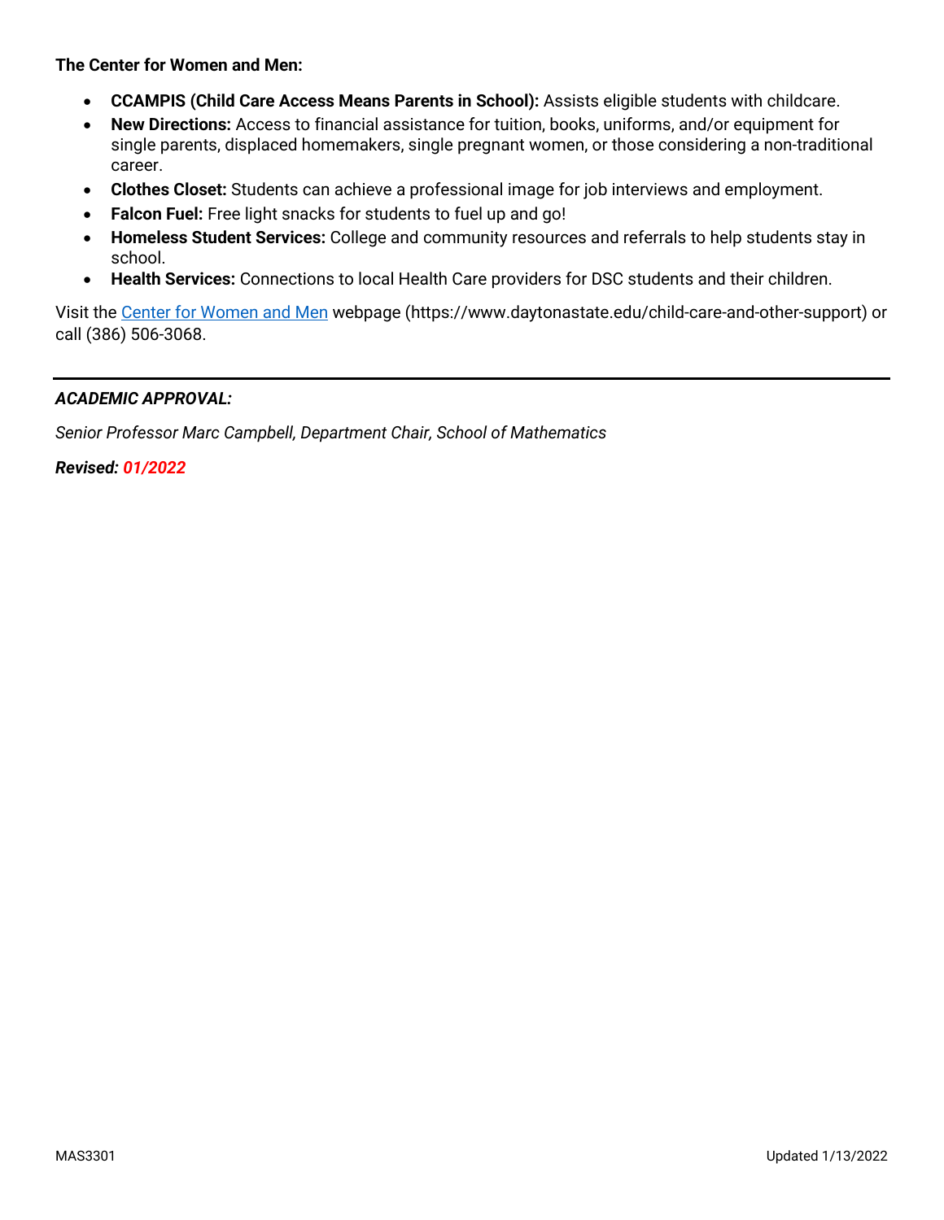**The Center for Women and Men:**

- **CCAMPIS (Child Care Access Means Parents in School):** Assists eligible students with childcare.
- **New Directions:** Access to financial assistance for tuition, books, uniforms, and/or equipment for single parents, displaced homemakers, single pregnant women, or those considering a non-traditional career.
- **Clothes Closet:** Students can achieve a professional image for job interviews and employment.
- **Falcon Fuel:** Free light snacks for students to fuel up and go!
- **Homeless Student Services:** College and community resources and referrals to help students stay in school.
- **Health Services:** Connections to local Health Care providers for DSC students and their children.

Visit the Center for Women and Men webpage (https://www.daytonastate.edu/child-care-and-other-support) or call (386) 506-3068.

---

***ACADEMIC APPROVAL:***

*Senior Professor Marc Campbell, Department Chair, School of Mathematics*

***Revised: 01/2022***